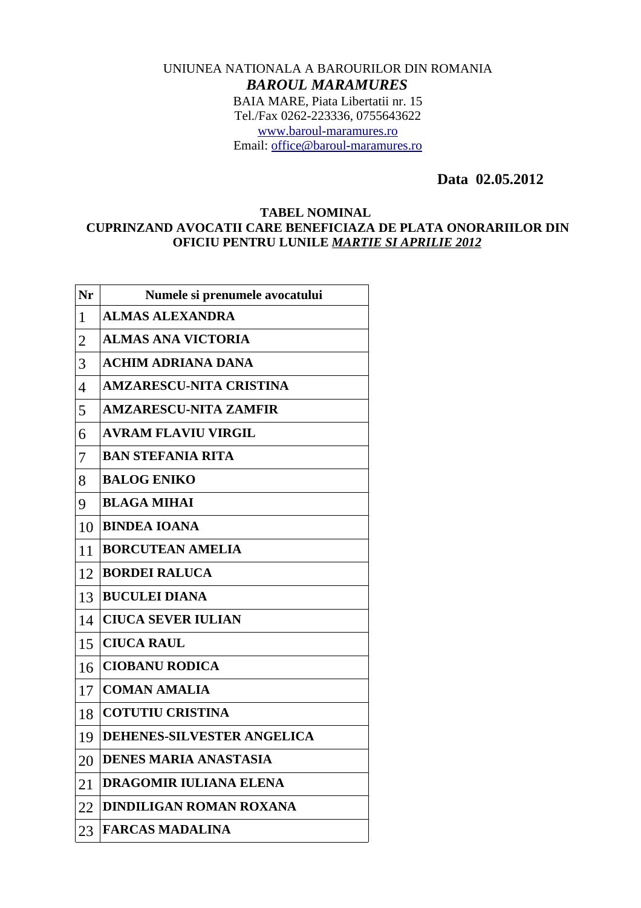UNIUNEA NATIONALA A BAROURILOR DIN ROMANIA

***BAROUL MARAMURES***

BAIA MARE, Piata Libertatii nr. 15

Tel./Fax 0262-223336, 0755643622

www.baroul-maramures.ro

Email: office@baroul-maramures.ro

**Data 02.05.2012**

**TABEL NOMINAL**
**CUPRINZAND AVOCATII CARE BENEFICIAZA DE PLATA ONORARIILOR DIN OFICIU PENTRU LUNILE *MARTIE SI APRILIE 2012***

| Nr | Numele si prenumele avocatului |
|---|---|
| 1 | **ALMAS ALEXANDRA** |
| 2 | **ALMAS ANA VICTORIA** |
| 3 | **ACHIM ADRIANA DANA** |
| 4 | **AMZARESCU-NITA CRISTINA** |
| 5 | **AMZARESCU-NITA ZAMFIR** |
| 6 | **AVRAM FLAVIU VIRGIL** |
| 7 | **BAN STEFANIA RITA** |
| 8 | **BALOG ENIKO** |
| 9 | **BLAGA MIHAI** |
| 10 | **BINDEA IOANA** |
| 11 | **BORCUTEAN AMELIA** |
| 12 | **BORDEI RALUCA** |
| 13 | **BUCULEI DIANA** |
| 14 | **CIUCA SEVER IULIAN** |
| 15 | **CIUCA RAUL** |
| 16 | **CIOBANU RODICA** |
| 17 | **COMAN AMALIA** |
| 18 | **COTUTIU CRISTINA** |
| 19 | **DEHENES-SILVESTER ANGELICA** |
| 20 | **DENES MARIA ANASTASIA** |
| 21 | **DRAGOMIR IULIANA ELENA** |
| 22 | **DINDILIGAN ROMAN ROXANA** |
| 23 | **FARCAS MADALINA** |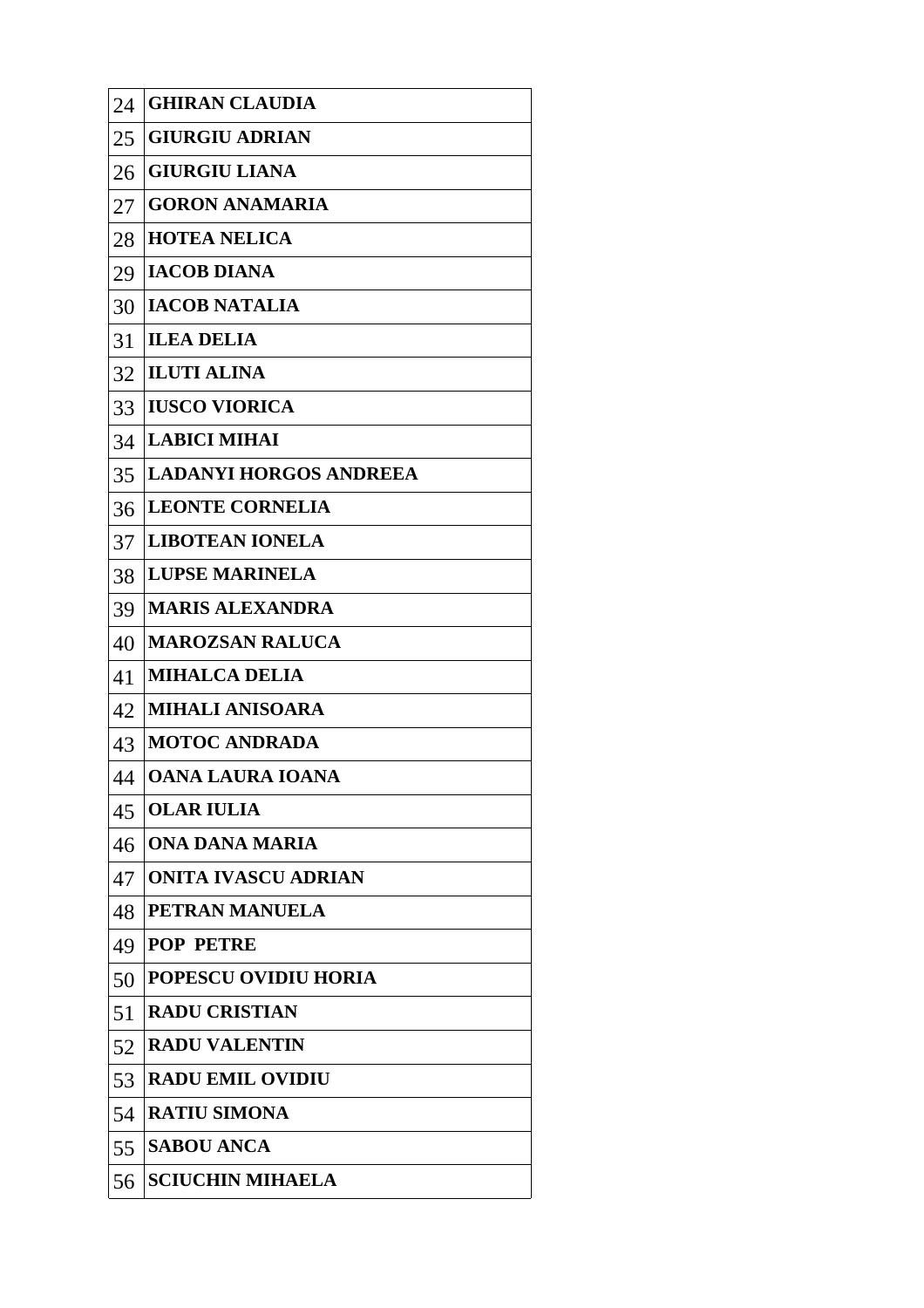| 24 | **GHIRAN CLAUDIA** |
|---|---|
| 25 | **GIURGIU ADRIAN** |
| 26 | **GIURGIU LIANA** |
| 27 | **GORON ANAMARIA** |
| 28 | **HOTEA NELICA** |
| 29 | **IACOB DIANA** |
| 30 | **IACOB NATALIA** |
| 31 | **ILEA DELIA** |
| 32 | **ILUTI ALINA** |
| 33 | **IUSCO VIORICA** |
| 34 | **LABICI MIHAI** |
| 35 | **LADANYI HORGOS ANDREEA** |
| 36 | **LEONTE CORNELIA** |
| 37 | **LIBOTEAN IONELA** |
| 38 | **LUPSE MARINELA** |
| 39 | **MARIS ALEXANDRA** |
| 40 | **MAROZSAN RALUCA** |
| 41 | **MIHALCA DELIA** |
| 42 | **MIHALI ANISOARA** |
| 43 | **MOTOC ANDRADA** |
| 44 | **OANA LAURA IOANA** |
| 45 | **OLAR IULIA** |
| 46 | **ONA DANA MARIA** |
| 47 | **ONITA IVASCU ADRIAN** |
| 48 | **PETRAN MANUELA** |
| 49 | **POP PETRE** |
| 50 | **POPESCU OVIDIU HORIA** |
| 51 | **RADU CRISTIAN** |
| 52 | **RADU VALENTIN** |
| 53 | **RADU EMIL OVIDIU** |
| 54 | **RATIU SIMONA** |
| 55 | **SABOU ANCA** |
| 56 | **SCIUCHIN MIHAELA** |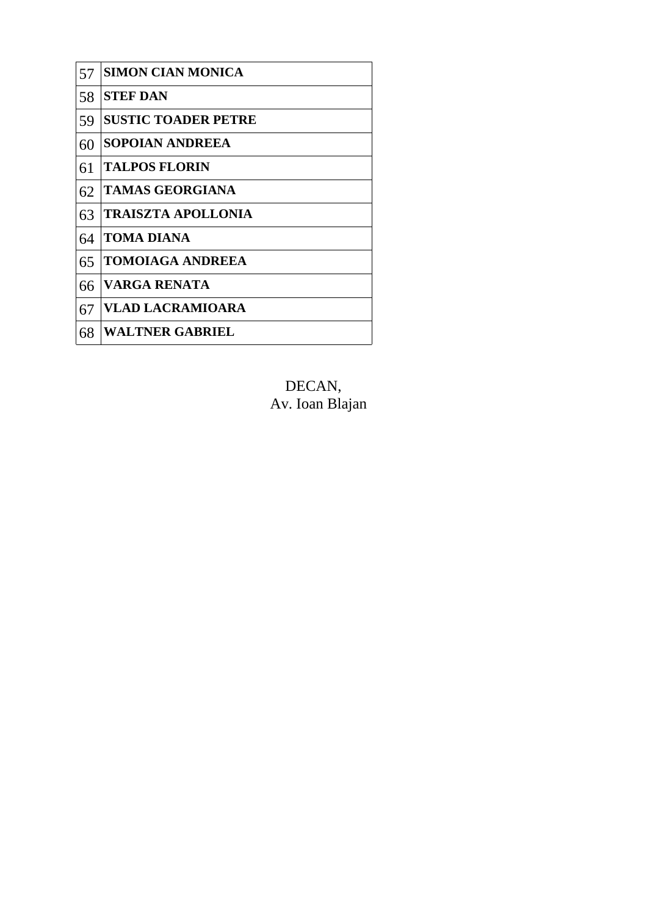| | |
|---|---|
| 57 | **SIMON CIAN MONICA** |
| 58 | **STEF DAN** |
| 59 | **SUSTIC TOADER PETRE** |
| 60 | **SOPOIAN ANDREEA** |
| 61 | **TALPOS FLORIN** |
| 62 | **TAMAS GEORGIANA** |
| 63 | **TRAISZTA APOLLONIA** |
| 64 | **TOMA DIANA** |
| 65 | **TOMOIAGA ANDREEA** |
| 66 | **VARGA RENATA** |
| 67 | **VLAD LACRAMIOARA** |
| 68 | **WALTNER GABRIEL** |

DECAN,
Av. Ioan Blajan